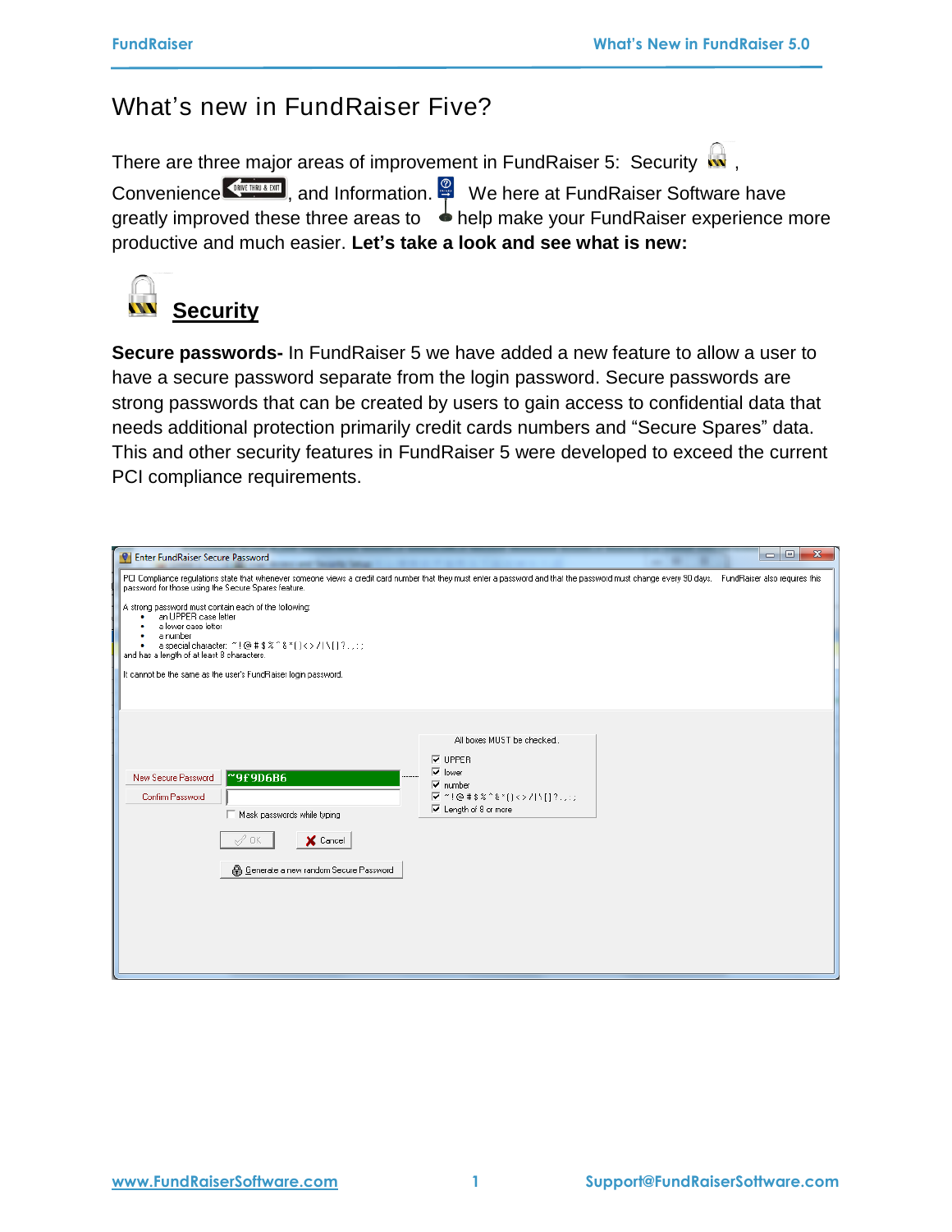# What's new in FundRaiser Five?

There are three major areas of improvement in FundRaiser 5: Security, Convenience, and Information. We here at FundRaiser Software have greatly improved these three areas to help make your FundRaiser experience more productive and much easier. **Let's take a look and see what is new:**

## Security

**Secure passwords-** In FundRaiser 5 we have added a new feature to allow a user to have a secure password separate from the login password. Secure passwords are strong passwords that can be created by users to gain access to confidential data that needs additional protection primarily credit cards numbers and "Secure Spares" data. This and other security features in FundRaiser 5 were developed to exceed the current PCI compliance requirements.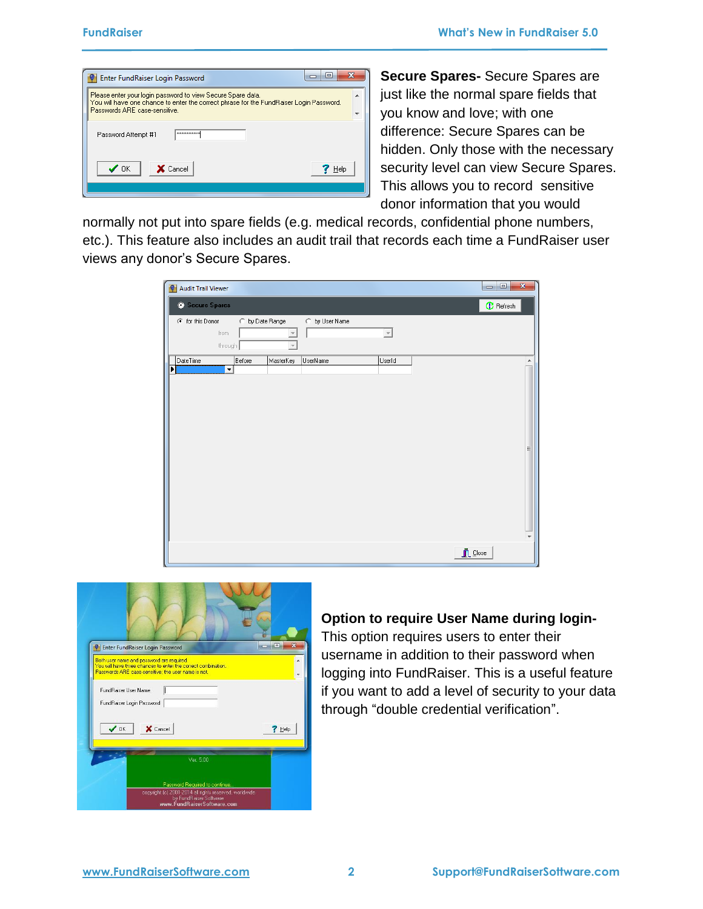**Secure Spares-** Secure Spares are just like the normal spare fields that you know and love; with one difference: Secure Spares can be hidden. Only those with the necessary security level can view Secure Spares. This allows you to record sensitive donor information that you would normally not put into spare fields (e.g. medical records, confidential phone numbers, etc.). This feature also includes an audit trail that records each time a FundRaiser user views any donor's Secure Spares.

**Option to require User Name during login-** This option requires users to enter their username in addition to their password when logging into FundRaiser. This is a useful feature if you want to add a level of security to your data through "double credential verification".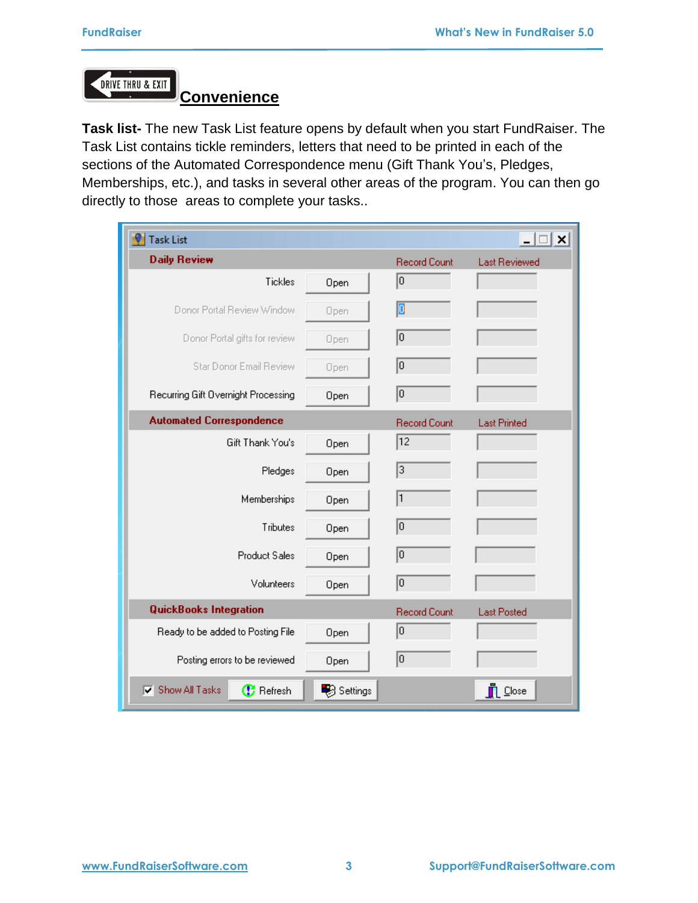## Convenience

**Task list-** The new Task List feature opens by default when you start FundRaiser. The Task List contains tickle reminders, letters that need to be printed in each of the sections of the Automated Correspondence menu (Gift Thank You's, Pledges, Memberships, etc.), and tasks in several other areas of the program. You can then go directly to those areas to complete your tasks..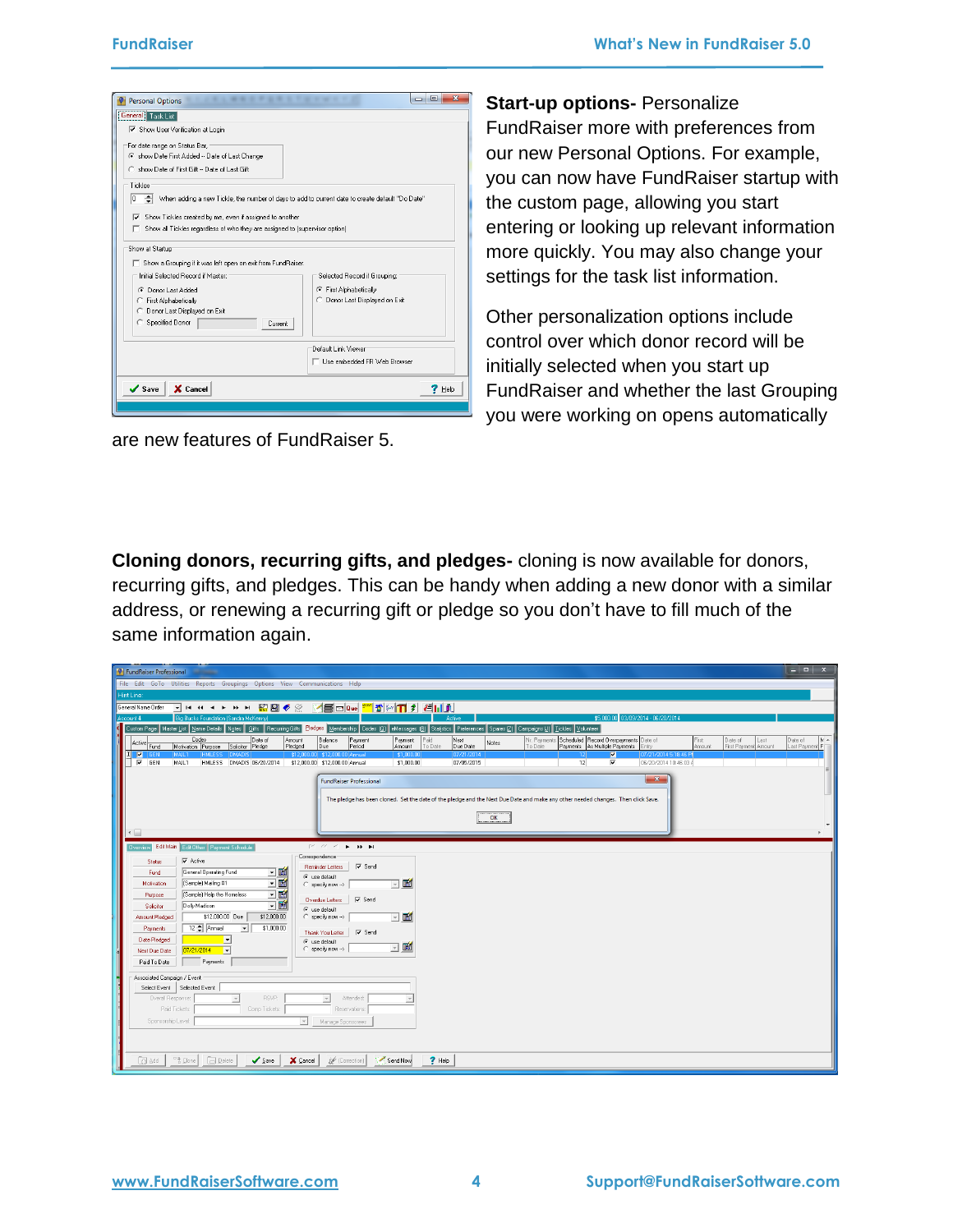**Start-up options-** Personalize FundRaiser more with preferences from our new Personal Options. For example, you can now have FundRaiser startup with the custom page, allowing you start entering or looking up relevant information more quickly. You may also change your settings for the task list information.

Other personalization options include control over which donor record will be initially selected when you start up FundRaiser and whether the last Grouping you were working on opens automatically are new features of FundRaiser 5.

**Cloning donors, recurring gifts, and pledges-** cloning is now available for donors, recurring gifts, and pledges. This can be handy when adding a new donor with a similar address, or renewing a recurring gift or pledge so you don't have to fill much of the same information again.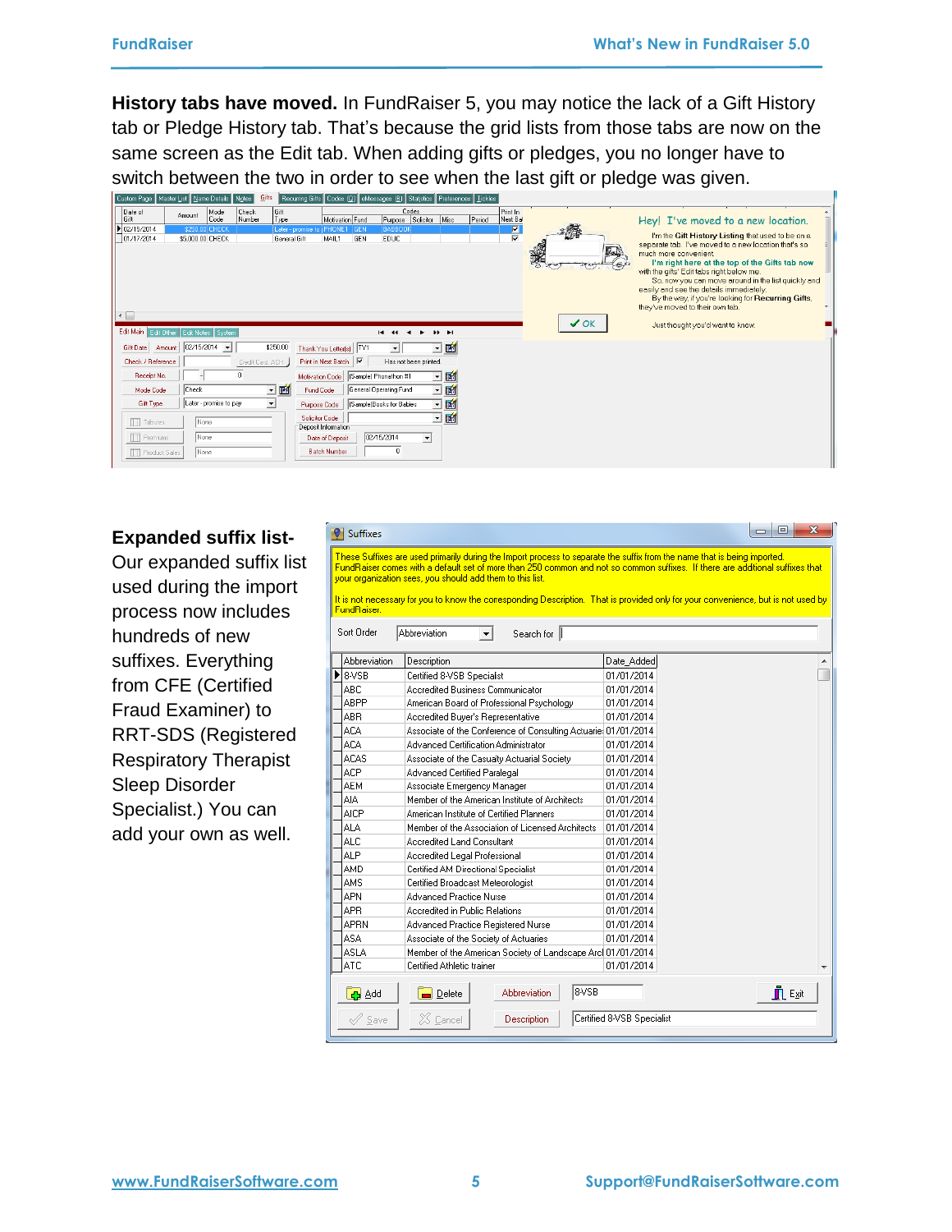**History tabs have moved.** In FundRaiser 5, you may notice the lack of a Gift History tab or Pledge History tab. That's because the grid lists from those tabs are now on the same screen as the Edit tab. When adding gifts or pledges, you no longer have to switch between the two in order to see when the last gift or pledge was given.

**Expanded suffix list-** Our expanded suffix list used during the import process now includes hundreds of new suffixes. Everything from CFE (Certified Fraud Examiner) to RRT-SDS (Registered Respiratory Therapist Sleep Disorder Specialist.) You can add your own as well.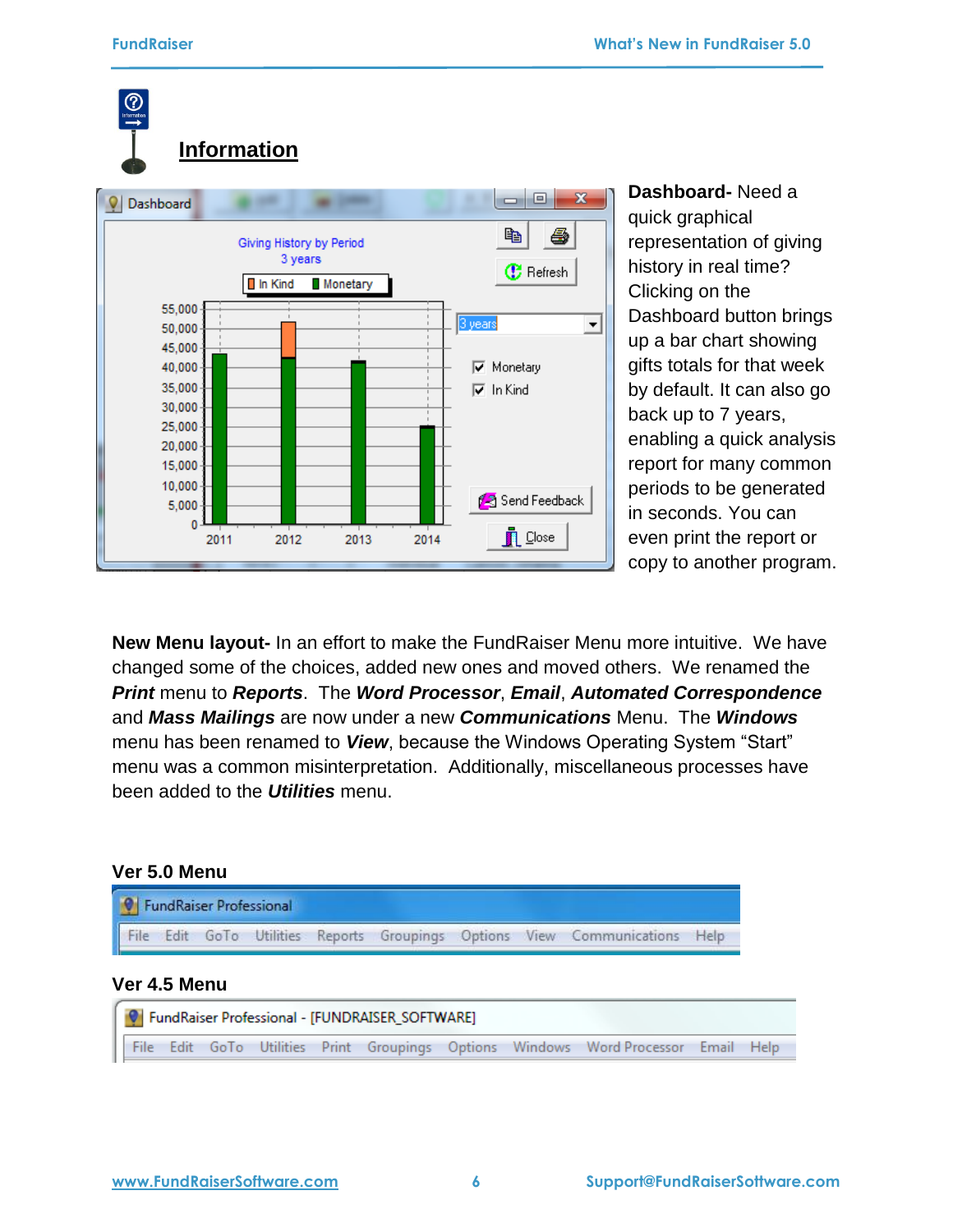## Information

**Dashboard-** Need a quick graphical representation of giving history in real time? Clicking on the Dashboard button brings up a bar chart showing gifts totals for that week by default. It can also go back up to 7 years, enabling a quick analysis report for many common periods to be generated in seconds. You can even print the report or copy to another program.

**New Menu layout-** In an effort to make the FundRaiser Menu more intuitive. We have changed some of the choices, added new ones and moved others. We renamed the ***Print*** menu to ***Reports***. The ***Word Processor***, ***Email***, ***Automated Correspondence*** and ***Mass Mailings*** are now under a new ***Communications*** Menu. The ***Windows*** menu has been renamed to ***View***, because the Windows Operating System "Start" menu was a common misinterpretation. Additionally, miscellaneous processes have been added to the ***Utilities*** menu.

**Ver 5.0 Menu**

FundRaiser Professional

File Edit GoTo Utilities Reports Groupings Options View Communications Help

**Ver 4.5 Menu**

FundRaiser Professional - [FUNDRAISER_SOFTWARE]

File Edit GoTo Utilities Print Groupings Options Windows Word Processor Email Help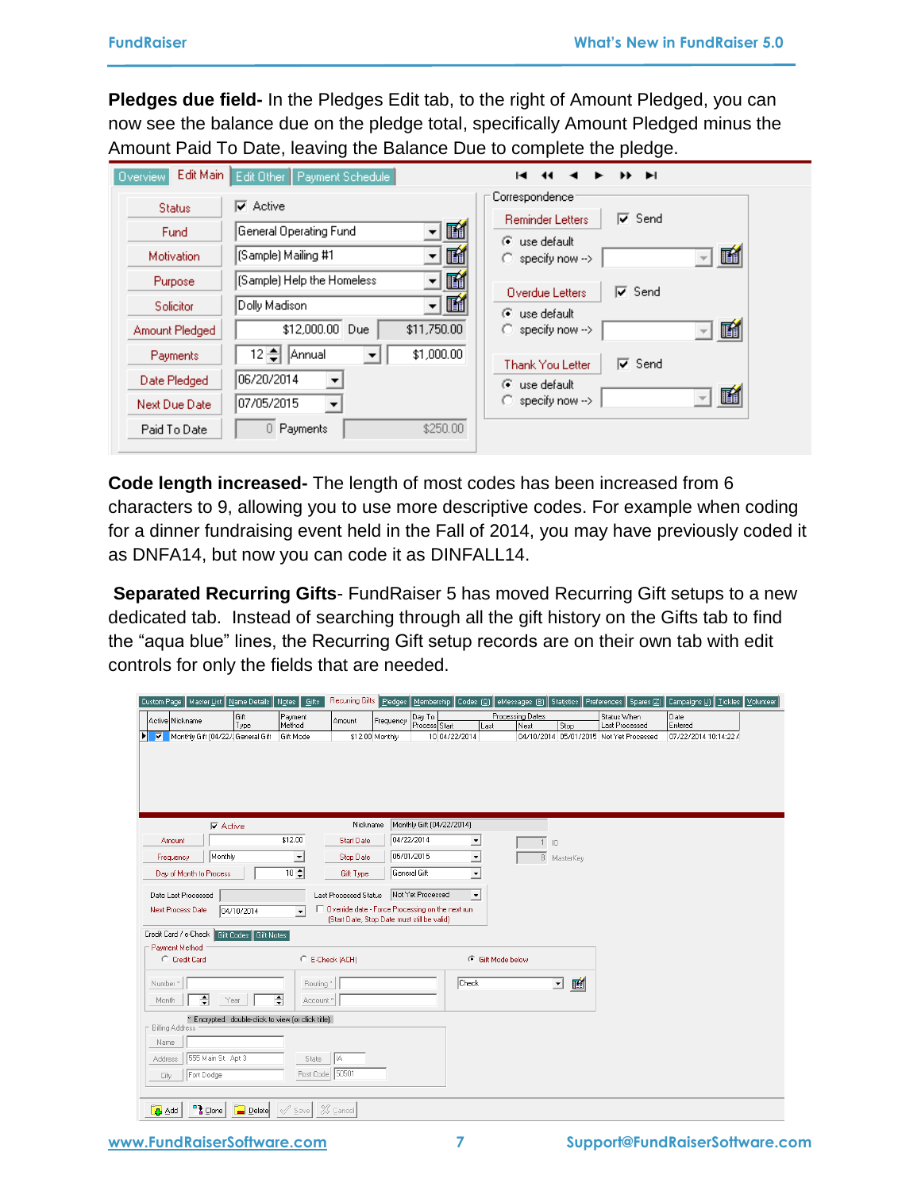**Pledges due field-** In the Pledges Edit tab, to the right of Amount Pledged, you can now see the balance due on the pledge total, specifically Amount Pledged minus the Amount Paid To Date, leaving the Balance Due to complete the pledge.

**Code length increased-** The length of most codes has been increased from 6 characters to 9, allowing you to use more descriptive codes. For example when coding for a dinner fundraising event held in the Fall of 2014, you may have previously coded it as DNFA14, but now you can code it as DINFALL14.

**Separated Recurring Gifts**- FundRaiser 5 has moved Recurring Gift setups to a new dedicated tab. Instead of searching through all the gift history on the Gifts tab to find the "aqua blue" lines, the Recurring Gift setup records are on their own tab with edit controls for only the fields that are needed.